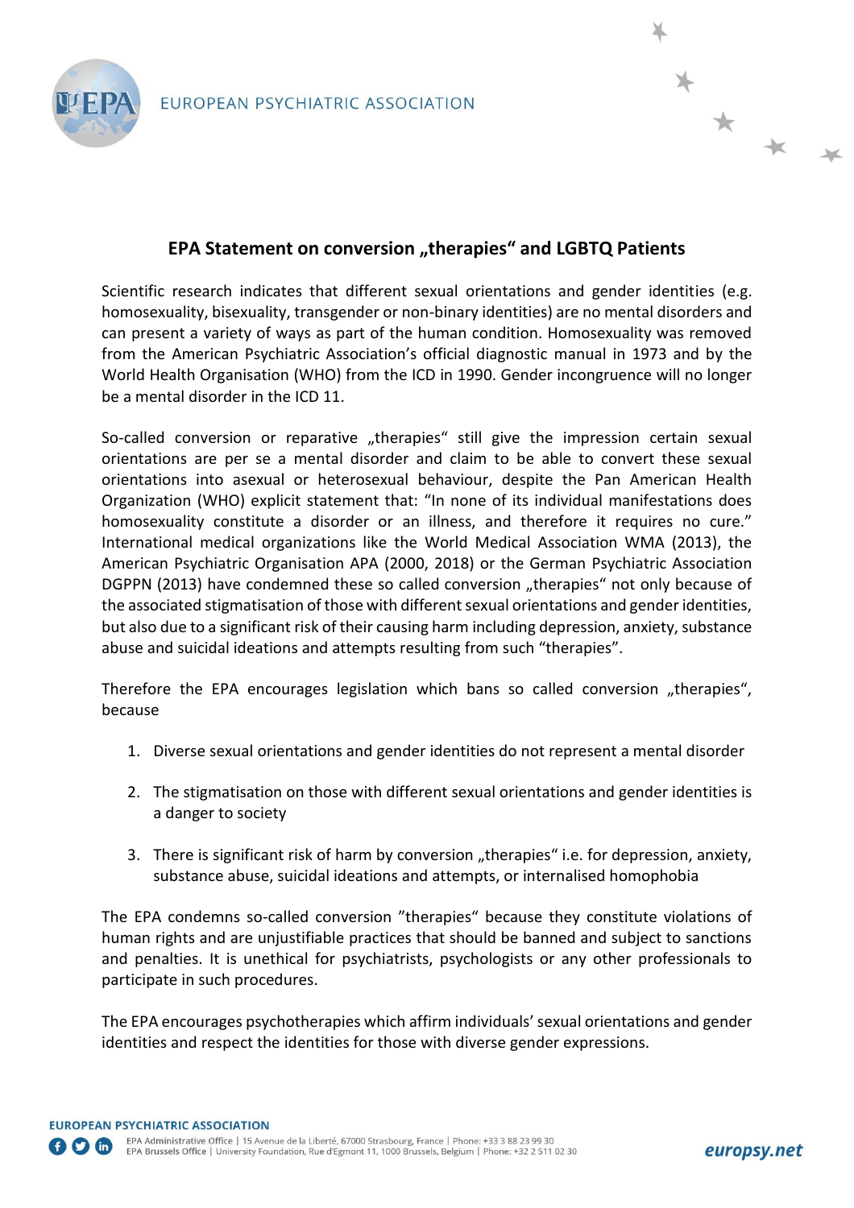EUROPEAN PSYCHIATRIC ASSOCIATION

## EPA Statement on conversion „therapies" and LGBTQ Patients

Scientific research indicates that different sexual orientations and gender identities (e.g. homosexuality, bisexuality, transgender or non-binary identities) are no mental disorders and can present a variety of ways as part of the human condition. Homosexuality was removed from the American Psychiatric Association's official diagnostic manual in 1973 and by the World Health Organisation (WHO) from the ICD in 1990. Gender incongruence will no longer be a mental disorder in the ICD 11.

So-called conversion or reparative „therapies" still give the impression certain sexual orientations are per se a mental disorder and claim to be able to convert these sexual orientations into asexual or heterosexual behaviour, despite the Pan American Health Organization (WHO) explicit statement that: "In none of its individual manifestations does homosexuality constitute a disorder or an illness, and therefore it requires no cure." International medical organizations like the World Medical Association WMA (2013), the American Psychiatric Organisation APA (2000, 2018) or the German Psychiatric Association DGPPN (2013) have condemned these so called conversion „therapies" not only because of the associated stigmatisation of those with different sexual orientations and gender identities, but also due to a significant risk of their causing harm including depression, anxiety, substance abuse and suicidal ideations and attempts resulting from such "therapies".

Therefore the EPA encourages legislation which bans so called conversion „therapies", because

1. Diverse sexual orientations and gender identities do not represent a mental disorder
2. The stigmatisation on those with different sexual orientations and gender identities is a danger to society
3. There is significant risk of harm by conversion „therapies" i.e. for depression, anxiety, substance abuse, suicidal ideations and attempts, or internalised homophobia

The EPA condemns so-called conversion "therapies" because they constitute violations of human rights and are unjustifiable practices that should be banned and subject to sanctions and penalties. It is unethical for psychiatrists, psychologists or any other professionals to participate in such procedures.

The EPA encourages psychotherapies which affirm individuals' sexual orientations and gender identities and respect the identities for those with diverse gender expressions.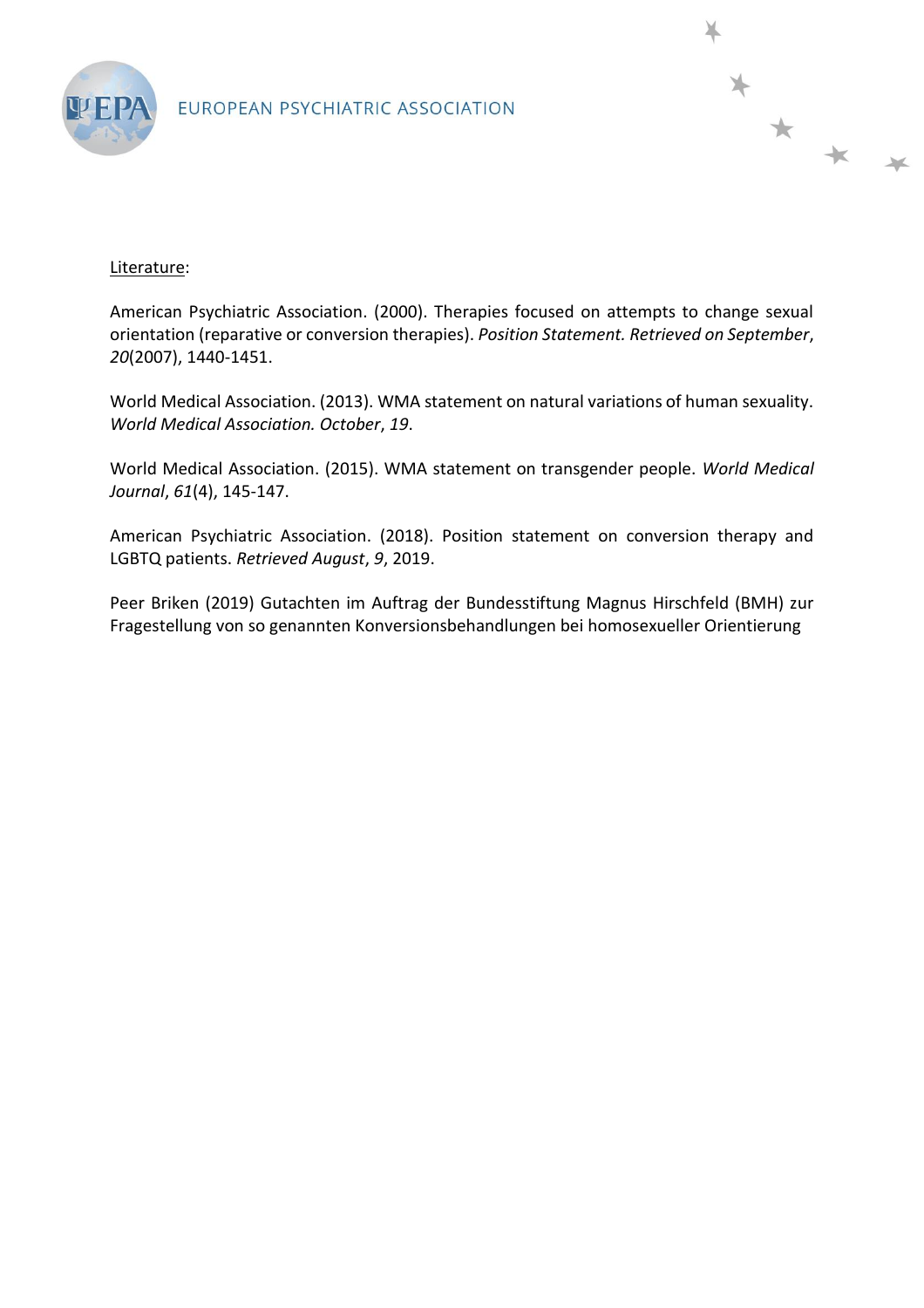<u>Literature</u>:

American Psychiatric Association. (2000). Therapies focused on attempts to change sexual orientation (reparative or conversion therapies). *Position Statement. Retrieved on September*, *20*(2007), 1440-1451.

World Medical Association. (2013). WMA statement on natural variations of human sexuality. *World Medical Association. October*, *19*.

World Medical Association. (2015). WMA statement on transgender people. *World Medical Journal*, *61*(4), 145-147.

American Psychiatric Association. (2018). Position statement on conversion therapy and LGBTQ patients. *Retrieved August*, *9*, 2019.

Peer Briken (2019) Gutachten im Auftrag der Bundesstiftung Magnus Hirschfeld (BMH) zur Fragestellung von so genannten Konversionsbehandlungen bei homosexueller Orientierung